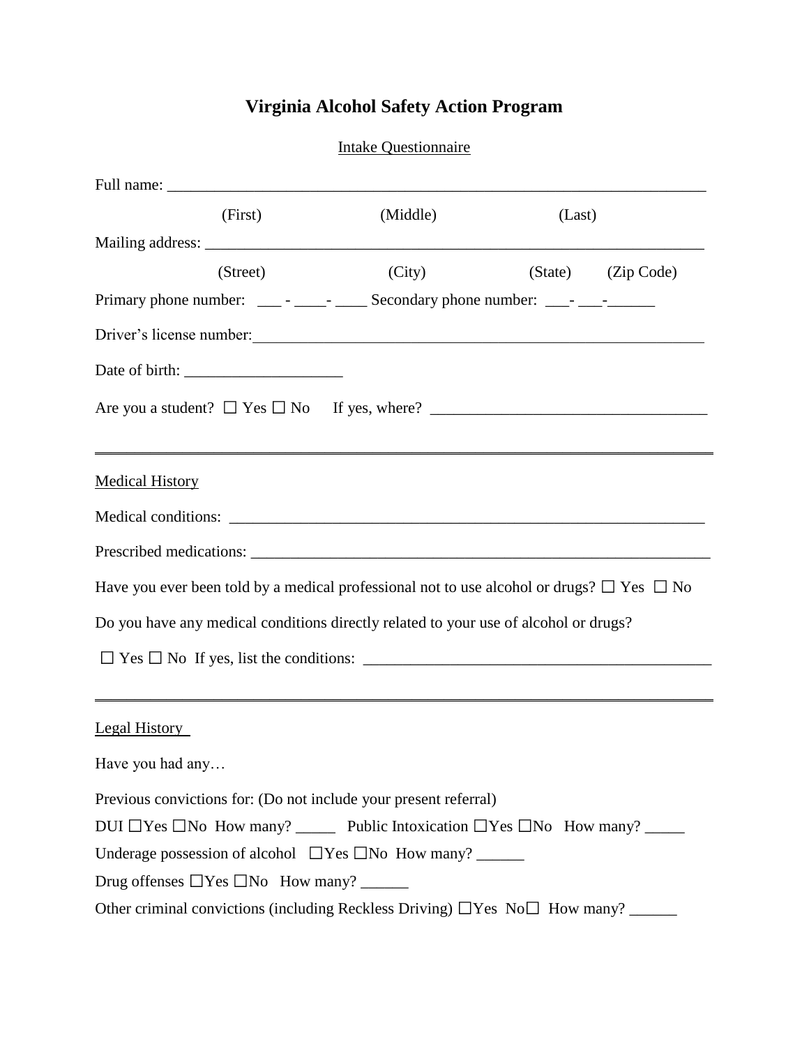# Virginia Alcohol Safety Action Program

Intake Questionnaire

Full name: ______________________________________________________________________

(First) (Middle) (Last)

Mailing address: _________________________________________________________________

(Street) (City) (State) (Zip Code)

Primary phone number: ___ - ____- ____ Secondary phone number: ___- ___-______

Driver's license number:_____________________________________________________________

Date of birth: ____________________

Are you a student? ☐ Yes ☐ No If yes, where? ___________________________________

---

Medical History

Medical conditions: ___________________________________________________________

Prescribed medications: ______________________________________________________________

Have you ever been told by a medical professional not to use alcohol or drugs? ☐ Yes ☐ No

Do you have any medical conditions directly related to your use of alcohol or drugs?

☐ Yes ☐ No If yes, list the conditions: _____________________________________________

---

Legal History

Have you had any…

Previous convictions for: (Do not include your present referral)

DUI ☐Yes ☐No How many? _____ Public Intoxication ☐Yes ☐No How many? _____

Underage possession of alcohol ☐Yes ☐No How many? ______

Drug offenses ☐Yes ☐No How many? ______

Other criminal convictions (including Reckless Driving) ☐Yes No☐ How many? ______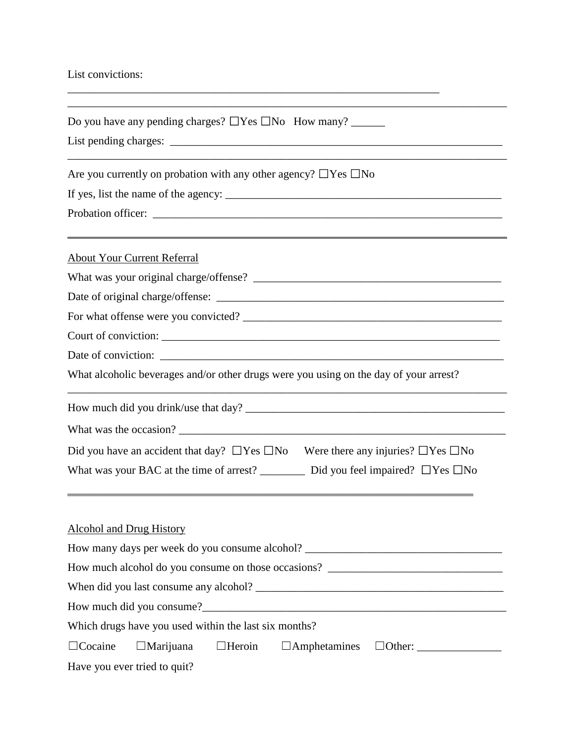List convictions:

______________________________________________________________________

______________________________________________________________________

Do you have any pending charges? ☐Yes ☐No How many? ______

List pending charges: ________________________________________________________

______________________________________________________________________

Are you currently on probation with any other agency? ☐Yes ☐No

If yes, list the name of the agency: ______________________________________________

Probation officer: ___________________________________________________________

---

About Your Current Referral

What was your original charge/offense? ___________________________________________

Date of original charge/offense: _________________________________________________

For what offense were you convicted? _____________________________________________

Court of conviction: _________________________________________________________

Date of conviction: __________________________________________________________

What alcoholic beverages and/or other drugs were you using on the day of your arrest?

______________________________________________________________________

How much did you drink/use that day? ____________________________________________

What was the occasion? _______________________________________________________

Did you have an accident that day? ☐Yes ☐No Were there any injuries? ☐Yes ☐No

What was your BAC at the time of arrest? ________ Did you feel impaired? ☐Yes ☐No

---

Alcohol and Drug History

How many days per week do you consume alcohol? __________________________________

How much alcohol do you consume on those occasions? ______________________________

When did you last consume any alcohol? __________________________________________

How much did you consume?___________________________________________________

Which drugs have you used within the last six months?

☐Cocaine ☐Marijuana ☐Heroin ☐Amphetamines ☐Other: _______________

Have you ever tried to quit?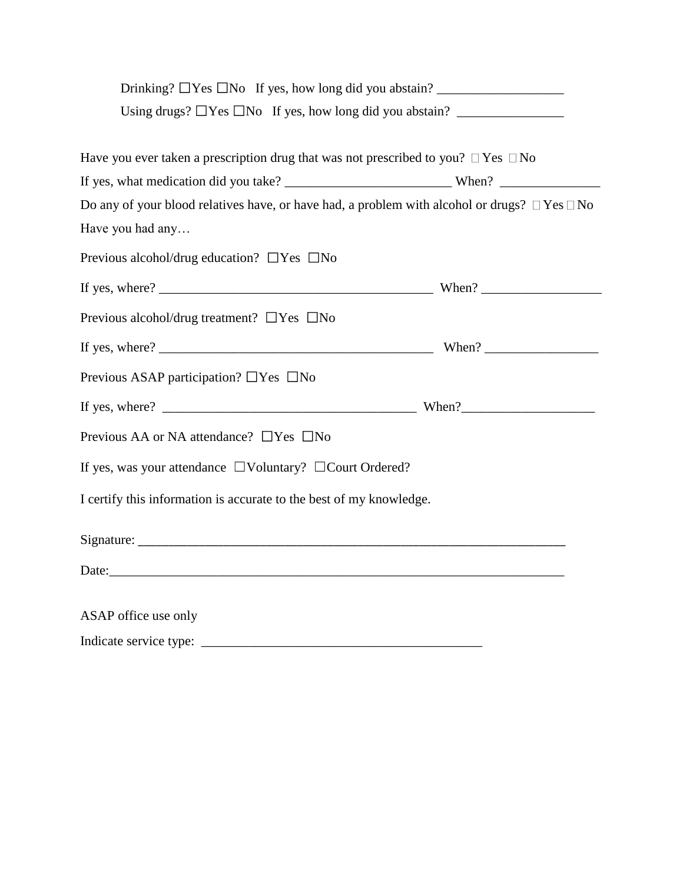Drinking? ☐Yes ☐No If yes, how long did you abstain? ___________________

Using drugs? ☐Yes ☐No If yes, how long did you abstain? ________________

Have you ever taken a prescription drug that was not prescribed to you? ☐ Yes ☐ No

If yes, what medication did you take? _________________________ When? _______________

Do any of your blood relatives have, or have had, a problem with alcohol or drugs? ☐ Yes ☐ No

Have you had any…

Previous alcohol/drug education? ☐Yes ☐No

If yes, where? __________________________________________ When? __________________

Previous alcohol/drug treatment? ☐Yes ☐No

If yes, where? __________________________________________ When? _________________

Previous ASAP participation? ☐Yes ☐No

If yes, where? ______________________________________ When?____________________

Previous AA or NA attendance? ☐Yes ☐No

If yes, was your attendance ☐Voluntary? ☐Court Ordered?

I certify this information is accurate to the best of my knowledge.

Signature: ___________________________________________________________________

Date:________________________________________________________________________

ASAP office use only

Indicate service type: ___________________________________________